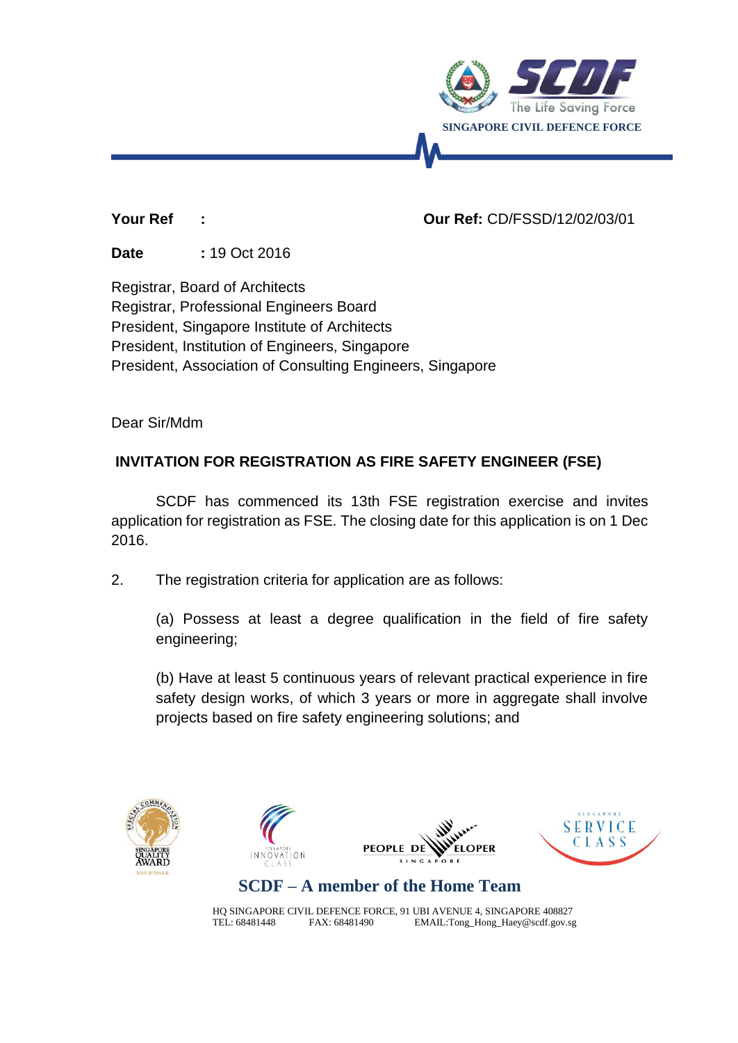SCDF
The Life Saving Force
SINGAPORE CIVIL DEFENCE FORCE

**Your Ref :** **Our Ref:** CD/FSSD/12/02/03/01

**Date** : 19 Oct 2016

Registrar, Board of Architects
Registrar, Professional Engineers Board
President, Singapore Institute of Architects
President, Institution of Engineers, Singapore
President, Association of Consulting Engineers, Singapore

Dear Sir/Mdm

**INVITATION FOR REGISTRATION AS FIRE SAFETY ENGINEER (FSE)**

SCDF has commenced its 13th FSE registration exercise and invites application for registration as FSE. The closing date for this application is on 1 Dec 2016.

2. The registration criteria for application are as follows:

(a) Possess at least a degree qualification in the field of fire safety engineering;

(b) Have at least 5 continuous years of relevant practical experience in fire safety design works, of which 3 years or more in aggregate shall involve projects based on fire safety engineering solutions; and

**SCDF – A member of the Home Team**

HQ SINGAPORE CIVIL DEFENCE FORCE, 91 UBI AVENUE 4, SINGAPORE 408827
TEL: 68481448 FAX: 68481490 EMAIL:Tong_Hong_Haey@scdf.gov.sg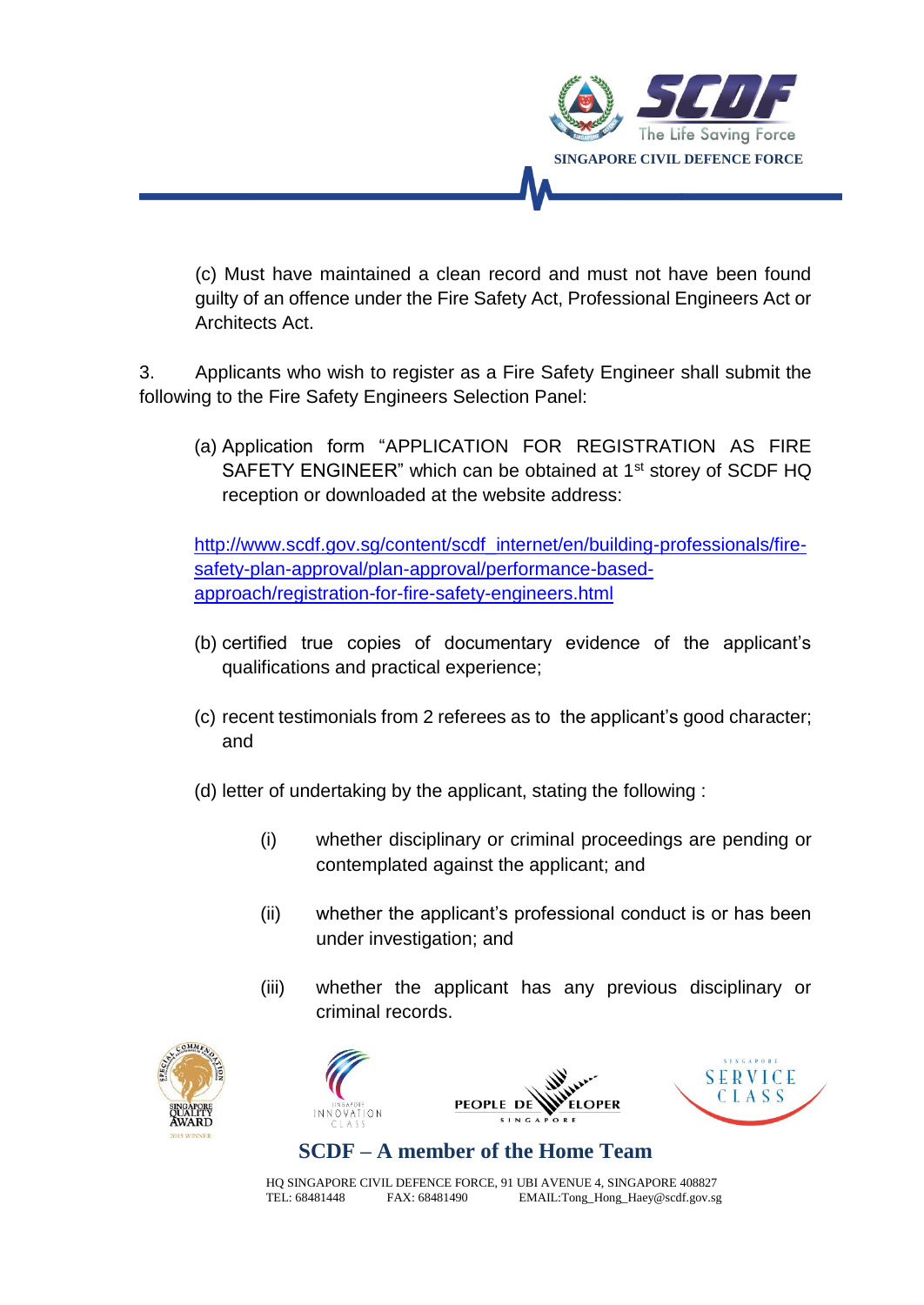(c) Must have maintained a clean record and must not have been found guilty of an offence under the Fire Safety Act, Professional Engineers Act or Architects Act.

3. Applicants who wish to register as a Fire Safety Engineer shall submit the following to the Fire Safety Engineers Selection Panel:

(a) Application form "APPLICATION FOR REGISTRATION AS FIRE SAFETY ENGINEER" which can be obtained at 1st storey of SCDF HQ reception or downloaded at the website address:

[http://www.scdf.gov.sg/content/scdf_internet/en/building-professionals/fire-safety-plan-approval/plan-approval/performance-based-approach/registration-for-fire-safety-engineers.html](http://www.scdf.gov.sg/content/scdf_internet/en/building-professionals/fire-safety-plan-approval/plan-approval/performance-based-approach/registration-for-fire-safety-engineers.html)

(b) certified true copies of documentary evidence of the applicant's qualifications and practical experience;

(c) recent testimonials from 2 referees as to the applicant's good character; and

(d) letter of undertaking by the applicant, stating the following :

(i) whether disciplinary or criminal proceedings are pending or contemplated against the applicant; and

(ii) whether the applicant's professional conduct is or has been under investigation; and

(iii) whether the applicant has any previous disciplinary or criminal records.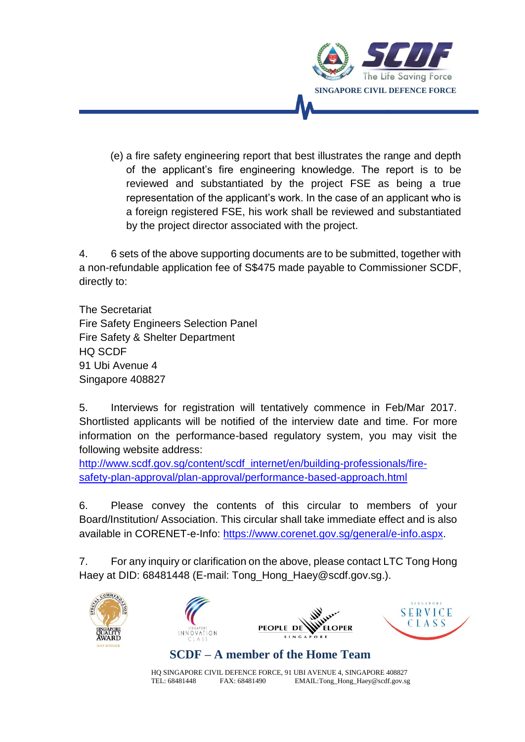(e) a fire safety engineering report that best illustrates the range and depth of the applicant's fire engineering knowledge. The report is to be reviewed and substantiated by the project FSE as being a true representation of the applicant's work. In the case of an applicant who is a foreign registered FSE, his work shall be reviewed and substantiated by the project director associated with the project.

4. 6 sets of the above supporting documents are to be submitted, together with a non-refundable application fee of S$475 made payable to Commissioner SCDF, directly to:

The Secretariat
Fire Safety Engineers Selection Panel
Fire Safety & Shelter Department
HQ SCDF
91 Ubi Avenue 4
Singapore 408827

5. Interviews for registration will tentatively commence in Feb/Mar 2017. Shortlisted applicants will be notified of the interview date and time. For more information on the performance-based regulatory system, you may visit the following website address:
http://www.scdf.gov.sg/content/scdf_internet/en/building-professionals/fire-safety-plan-approval/plan-approval/performance-based-approach.html

6. Please convey the contents of this circular to members of your Board/Institution/ Association. This circular shall take immediate effect and is also available in CORENET-e-Info: https://www.corenet.gov.sg/general/e-info.aspx.

7. For any inquiry or clarification on the above, please contact LTC Tong Hong Haey at DID: 68481448 (E-mail: Tong_Hong_Haey@scdf.gov.sg.).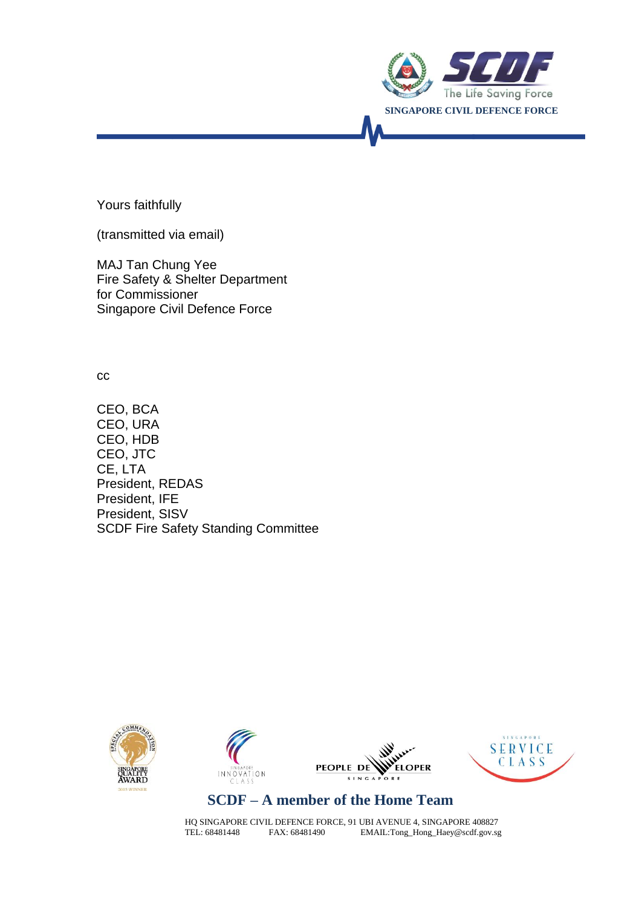Yours faithfully

(transmitted via email)

MAJ Tan Chung Yee
Fire Safety & Shelter Department
for Commissioner
Singapore Civil Defence Force

cc

CEO, BCA
CEO, URA
CEO, HDB
CEO, JTC
CE, LTA
President, REDAS
President, IFE
President, SISV
SCDF Fire Safety Standing Committee